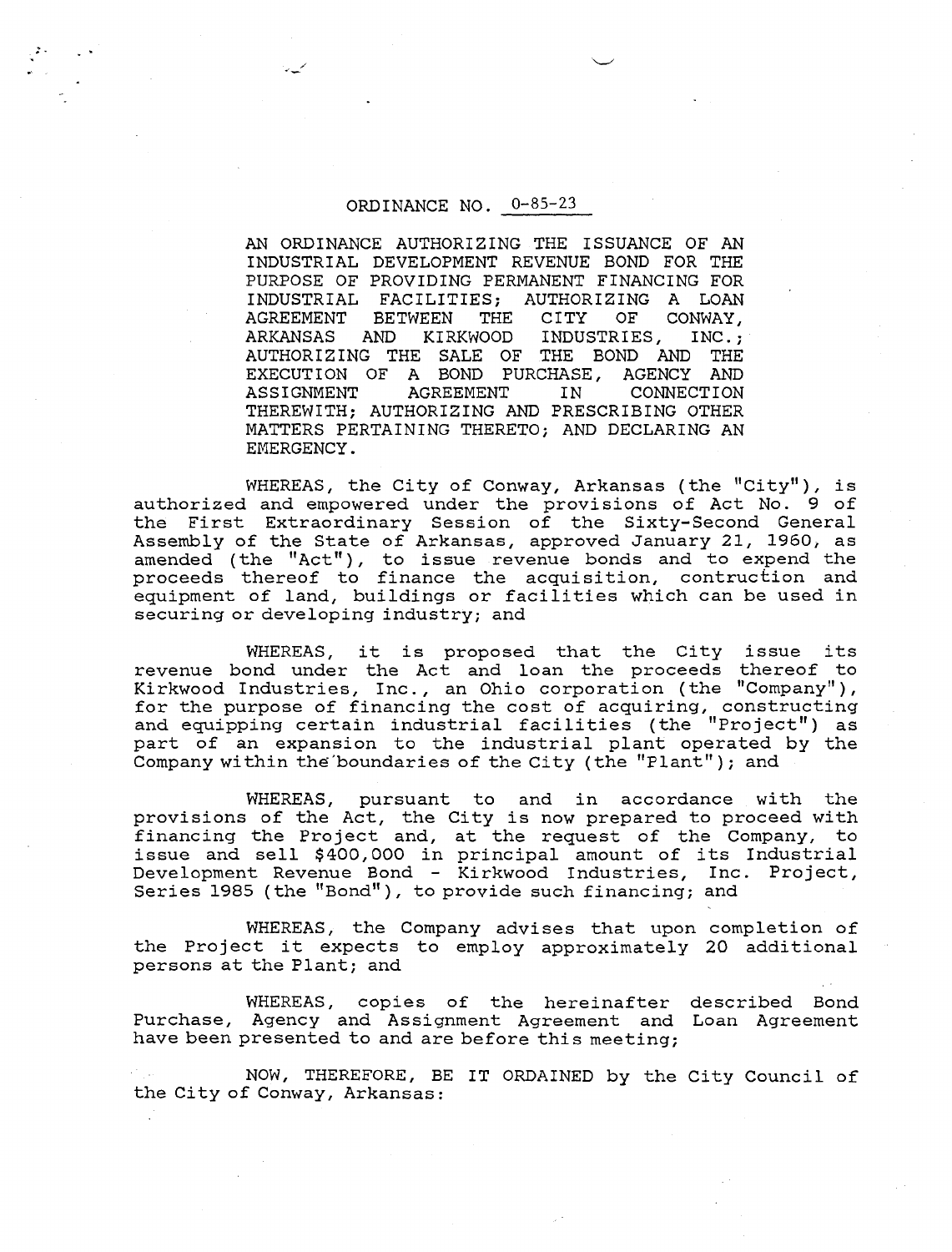# ORDINANCE NO. 0-85-23

AN ORDINANCE AUTHORIZING THE ISSUANCE OF AN INDUSTRIAL DEVELOPMENT REVENUE BOND FOR THE PURPOSE OF PROVIDING PERMANENT FINANCING FOR INDUSTRIAL FACILITIES; AUTHORIZING A LOAN AGREEMENT BETWEEN THE CITY OF CONWAY, ARKANSAS AND KIRKWOOD INDUSTRIES, INC.; AUTHORIZING THE SALE OF THE BOND AND THE EXECUTION OF A BOND PURCHASE, AGENCY AND ASSIGNMENT AGREEMENT IN CONNECTION THEREWITH; AUTHORIZING AND PRESCRIBING OTHER MATTERS PERTAINING THERETO; AND DECLARING AN EMERGENCY.

WHEREAS, the City of Conway, Arkansas (the "City"), is authorized and empowered under the provisions of Act No. 9 of the First Extraordinary Session of the Sixty-Second General Assembly of the State of Arkansas, approved January 21, 1960, as amended (the "Act"), to issue revenue bonds and to expend the proceeds thereof to finance the acquisition, contruction and equipment of land, buildings or facilities which can be used in securing or developing industry; and

WHEREAS, it is proposed that the City issue its revenue bond under the Act and loan the proceeds thereof to Kirkwood Industries, Inc., an Ohio corporation (the "Company"), for the purpose of financing the cost of acquiring, constructing and equipping certain industrial facilities (the "Project") as part of an expansion to the industrial plant operated by the Company within the boundaries of the City (the "Plant"); and

WHEREAS, pursuant to and in accordance with the provisions of the Act, the City is now prepared to proceed with financing the Project and, at the request of the Company, to issue and sell $400,000 in principal amount of its Industrial Development Revenue Bond - Kirkwood Industries, Inc. Project, Series 1985 (the "Bond"), to provide such financing; and

WHEREAS, the Company advises that upon completion of the Project it expects to employ approximately 20 additional persons at the Plant; and

WHEREAS, copies of the hereinafter described Bond Purchase, Agency and Assignment Agreement and Loan Agreement have been presented to and are before this meeting;

NOW, THEREFORE, BE IT ORDAINED by the City Council of the City of Conway, Arkansas: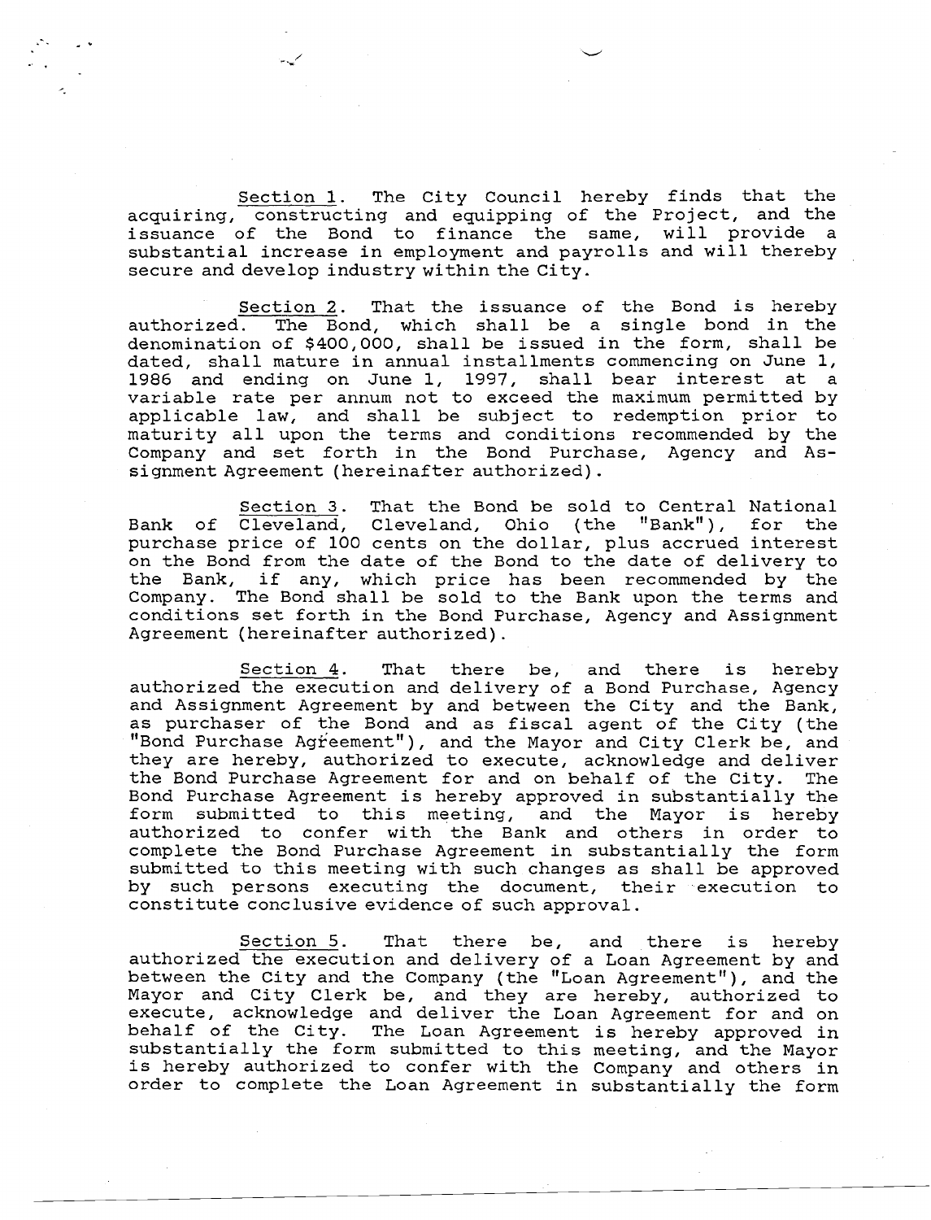Section 1. The City Council hereby finds that the acquiring, constructing and equipping of the Project, and the issuance of the Bond to finance the same, will provide a substantial increase in employment and payrolls and will thereby secure and develop industry within the City.

Section 2. That the issuance of the Bond is hereby authorized. The Bond, which shall be a single bond in the denomination of $400,000, shall be issued in the form, shall be dated, shall mature in annual installments commencing on June 1, 1986 and ending on June 1, 1997, shall bear interest at a variable rate per annum not to exceed the maximum permitted by applicable law, and shall be subject to redemption prior to maturity all upon the terms and conditions recommended by the Company and set forth in the Bond Purchase, Agency and Assignment Agreement (hereinafter authorized).

Section 3. That the Bond be sold to Central National Bank of Cleveland, Cleveland, Ohio (the "Bank"), for the purchase price of 100 cents on the dollar, plus accrued interest on the Bond from the date of the Bond to the date of delivery to the Bank, if any, which price has been recommended by the Company. The Bond shall be sold to the Bank upon the terms and conditions set forth in the Bond Purchase, Agency and Assignment Agreement (hereinafter authorized).

Section 4. That there be, and there is hereby authorized the execution and delivery of a Bond Purchase, Agency and Assignment Agreement by and between the City and the Bank, as purchaser of the Bond and as fiscal agent of the City (the "Bond Purchase Agreement"), and the Mayor and City Clerk be, and they are hereby, authorized to execute, acknowledge and deliver the Bond Purchase Agreement for and on behalf of the City. The Bond Purchase Agreement is hereby approved in substantially the form submitted to this meeting, and the Mayor is hereby authorized to confer with the Bank and others in order to complete the Bond Purchase Agreement in substantially the form submitted to this meeting with such changes as shall be approved by such persons executing the document, their execution to constitute conclusive evidence of such approval.

Section 5. That there be, and there is hereby authorized the execution and delivery of a Loan Agreement by and between the City and the Company (the "Loan Agreement"), and the Mayor and City Clerk be, and they are hereby, authorized to execute, acknowledge and deliver the Loan Agreement for and on behalf of the City. The Loan Agreement is hereby approved in substantially the form submitted to this meeting, and the Mayor is hereby authorized to confer with the Company and others in order to complete the Loan Agreement in substantially the form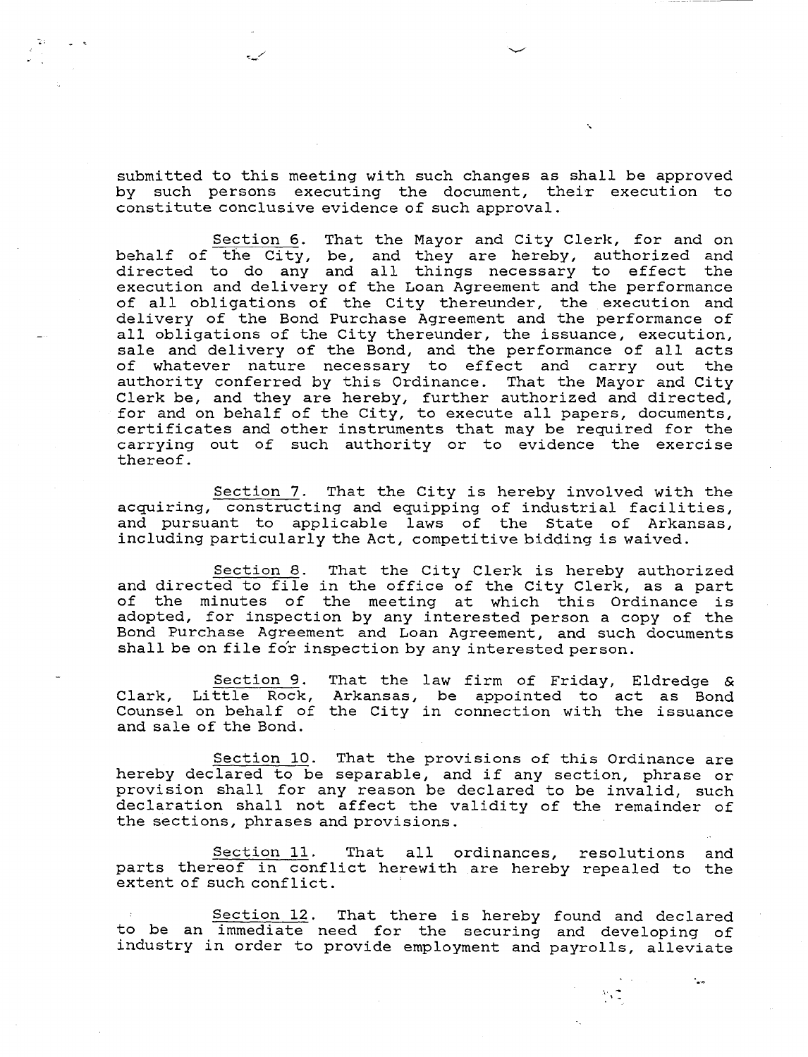submitted to this meeting with such changes as shall be approved by such persons executing the document, their execution to constitute conclusive evidence of such approval.

Section 6. That the Mayor and City Clerk, for and on behalf of the City, be, and they are hereby, authorized and directed to do any and all things necessary to effect the execution and delivery of the Loan Agreement and the performance of all obligations of the City thereunder, the execution and delivery of the Bond Purchase Agreement and the performance of all obligations of the City thereunder, the issuance, execution, sale and delivery of the Bond, and the performance of all acts of whatever nature necessary to effect and carry out the authority conferred by this Ordinance. That the Mayor and City Clerk be, and they are hereby, further authorized and directed, for and on behalf of the City, to execute all papers, documents, certificates and other instruments that may be required for the carrying out of such authority or to evidence the exercise thereof.

Section 7. That the City is hereby involved with the acquiring, constructing and equipping of industrial facilities, and pursuant to applicable laws of the State of Arkansas, including particularly the Act, competitive bidding is waived.

Section 8. That the City Clerk is hereby authorized and directed to file in the office of the City Clerk, as a part of the minutes of the meeting at which this Ordinance is adopted, for inspection by any interested person a copy of the Bond Purchase Agreement and Loan Agreement, and such documents shall be on file for inspection by any interested person.

Section 9. That the law firm of Friday, Eldredge & Clark, Little Rock, Arkansas, be appointed to act as Bond Counsel on behalf of the City in connection with the issuance and sale of the Bond.

Section 10. That the provisions of this Ordinance are hereby declared to be separable, and if any section, phrase or provision shall for any reason be declared to be invalid, such declaration shall not affect the validity of the remainder of the sections, phrases and provisions.

Section 11. That all ordinances, resolutions and parts thereof in conflict herewith are hereby repealed to the extent of such conflict.

Section 12. That there is hereby found and declared to be an immediate need for the securing and developing of industry in order to provide employment and payrolls, alleviate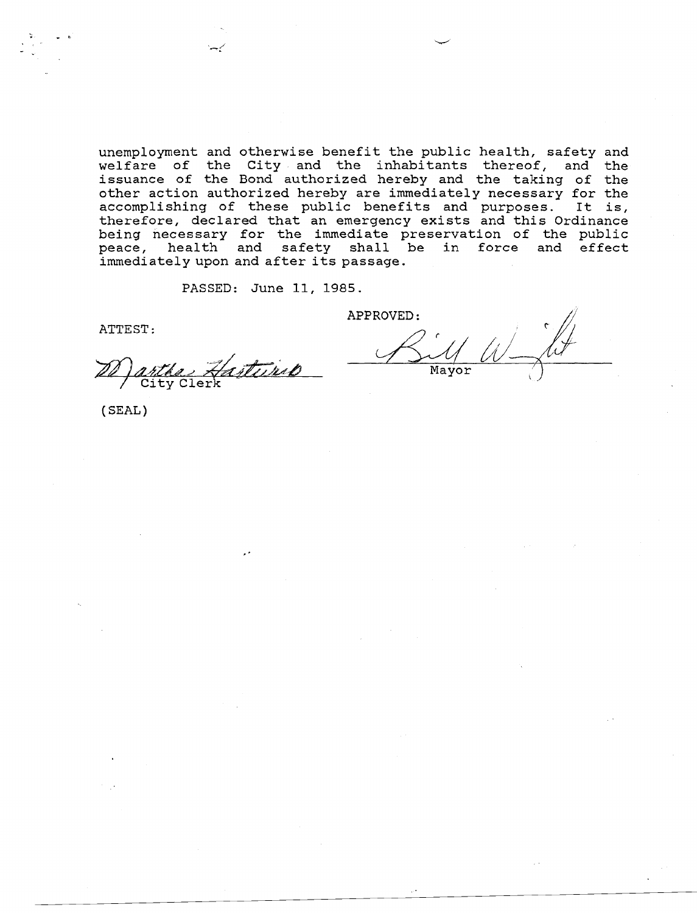unemployment and otherwise benefit the public health, safety and welfare of the City and the inhabitants thereof, and the issuance of the Bond authorized hereby and the taking of the other action authorized hereby are immediately necessary for the accomplishing of these public benefits and purposes. It is, therefore, declared that an emergency exists and this Ordinance being necessary for the immediate preservation of the public peace, health and safety shall be in force and effect immediately upon and after its passage.

PASSED: June 11, 1985.

ATTEST:

Martha Hastings
City Clerk

APPROVED:

Bill W. [signature]
Mayor

(SEAL)